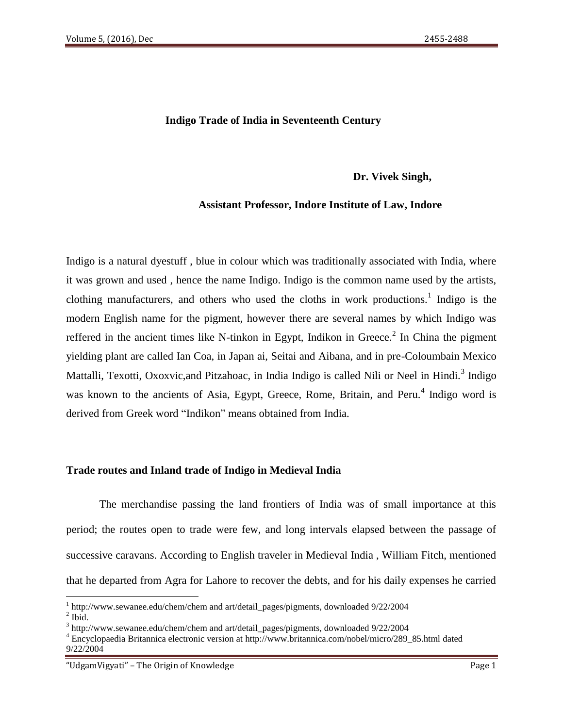# Indigo Trade of India in Seventeenth Century

**Dr. Vivek Singh,**

**Assistant Professor, Indore Institute of Law, Indore**

Indigo is a natural dyestuff , blue in colour which was traditionally associated with India, where it was grown and used , hence the name Indigo. Indigo is the common name used by the artists, clothing manufacturers, and others who used the cloths in work productions.[1] Indigo is the modern English name for the pigment, however there are several names by which Indigo was reffered in the ancient times like N-tinkon in Egypt, Indikon in Greece.[2] In China the pigment yielding plant are called Ian Coa, in Japan ai, Seitai and Aibana, and in pre-Coloumbain Mexico Mattalli, Texotti, Oxoxvic,and Pitzahoac, in India Indigo is called Nili or Neel in Hindi.[3] Indigo was known to the ancients of Asia, Egypt, Greece, Rome, Britain, and Peru.[4] Indigo word is derived from Greek word "Indikon" means obtained from India.

## Trade routes and Inland trade of Indigo in Medieval India

The merchandise passing the land frontiers of India was of small importance at this period; the routes open to trade were few, and long intervals elapsed between the passage of successive caravans. According to English traveler in Medieval India , William Fitch, mentioned that he departed from Agra for Lahore to recover the debts, and for his daily expenses he carried

---

[1] http://www.sewanee.edu/chem/chem and art/detail_pages/pigments, downloaded 9/22/2004

[2] Ibid.

[3] http://www.sewanee.edu/chem/chem and art/detail_pages/pigments, downloaded 9/22/2004

[4] Encyclopaedia Britannica electronic version at http://www.britannica.com/nobel/micro/289_85.html dated 9/22/2004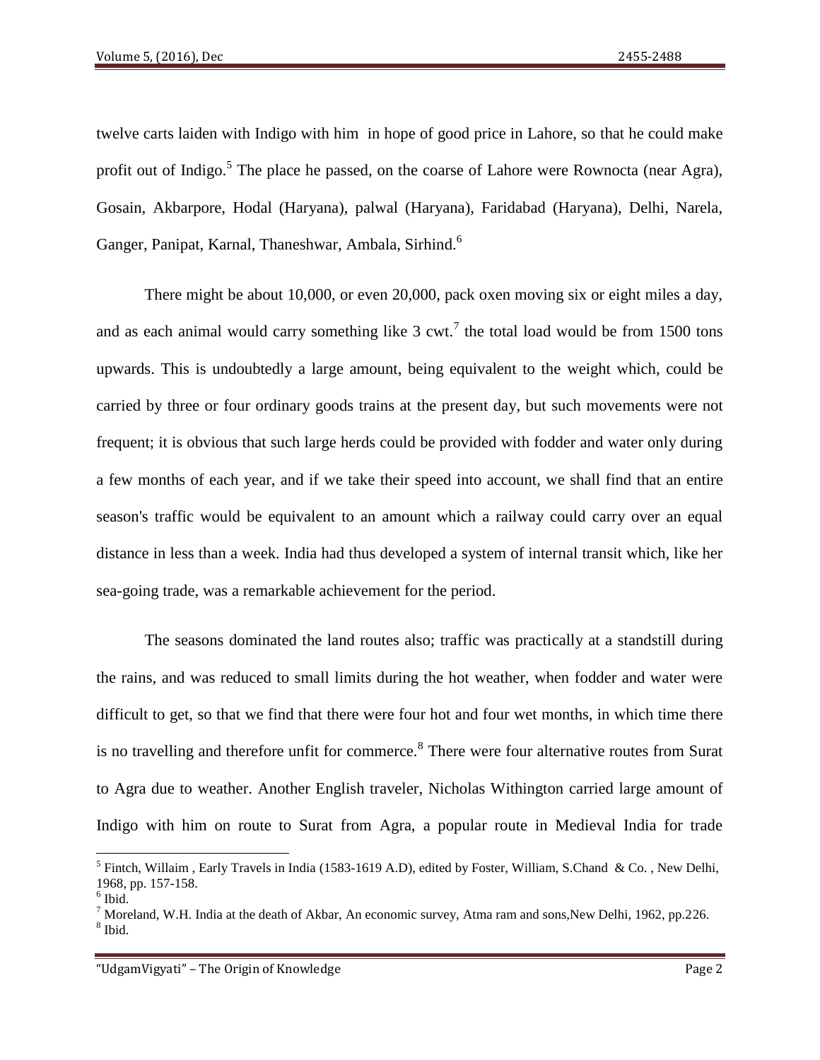twelve carts laiden with Indigo with him in hope of good price in Lahore, so that he could make profit out of Indigo.[5] The place he passed, on the coarse of Lahore were Rownocta (near Agra), Gosain, Akbarpore, Hodal (Haryana), palwal (Haryana), Faridabad (Haryana), Delhi, Narela, Ganger, Panipat, Karnal, Thaneshwar, Ambala, Sirhind.[6]

There might be about 10,000, or even 20,000, pack oxen moving six or eight miles a day, and as each animal would carry something like 3 cwt.[7] the total load would be from 1500 tons upwards. This is undoubtedly a large amount, being equivalent to the weight which, could be carried by three or four ordinary goods trains at the present day, but such movements were not frequent; it is obvious that such large herds could be provided with fodder and water only during a few months of each year, and if we take their speed into account, we shall find that an entire season's traffic would be equivalent to an amount which a railway could carry over an equal distance in less than a week. India had thus developed a system of internal transit which, like her sea-going trade, was a remarkable achievement for the period.

The seasons dominated the land routes also; traffic was practically at a standstill during the rains, and was reduced to small limits during the hot weather, when fodder and water were difficult to get, so that we find that there were four hot and four wet months, in which time there is no travelling and therefore unfit for commerce.[8] There were four alternative routes from Surat to Agra due to weather. Another English traveler, Nicholas Withington carried large amount of Indigo with him on route to Surat from Agra, a popular route in Medieval India for trade

---

[5] Fintch, Willaim , Early Travels in India (1583-1619 A.D), edited by Foster, William, S.Chand & Co. , New Delhi, 1968, pp. 157-158.

[6] Ibid.

[7] Moreland, W.H. India at the death of Akbar, An economic survey, Atma ram and sons,New Delhi, 1962, pp.226.

[8] Ibid.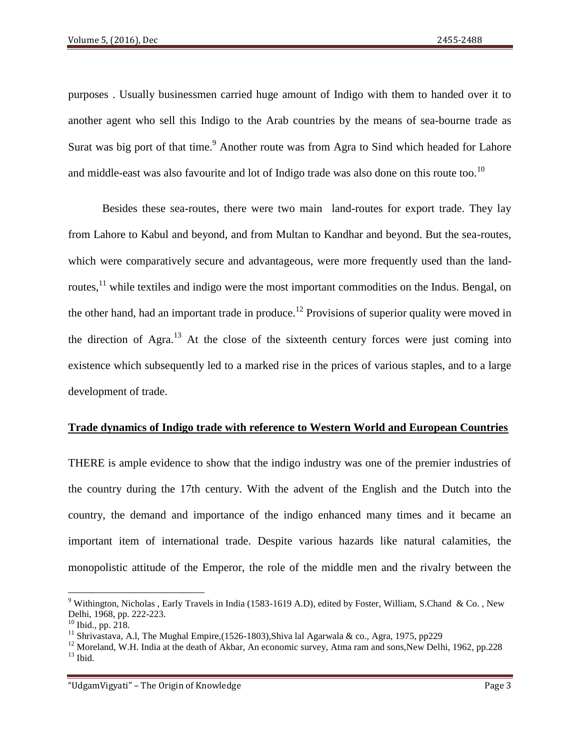purposes . Usually businessmen carried huge amount of Indigo with them to handed over it to another agent who sell this Indigo to the Arab countries by the means of sea-bourne trade as Surat was big port of that time.[9] Another route was from Agra to Sind which headed for Lahore and middle-east was also favourite and lot of Indigo trade was also done on this route too.[10]

Besides these sea-routes, there were two main land-routes for export trade. They lay from Lahore to Kabul and beyond, and from Multan to Kandhar and beyond. But the sea-routes, which were comparatively secure and advantageous, were more frequently used than the land-routes,[11] while textiles and indigo were the most important commodities on the Indus. Bengal, on the other hand, had an important trade in produce.[12] Provisions of superior quality were moved in the direction of Agra.[13] At the close of the sixteenth century forces were just coming into existence which subsequently led to a marked rise in the prices of various staples, and to a large development of trade.

**<u>Trade dynamics of Indigo trade with reference to Western World and European Countries</u>**

THERE is ample evidence to show that the indigo industry was one of the premier industries of the country during the 17th century. With the advent of the English and the Dutch into the country, the demand and importance of the indigo enhanced many times and it became an important item of international trade. Despite various hazards like natural calamities, the monopolistic attitude of the Emperor, the role of the middle men and the rivalry between the

---

[9] Withington, Nicholas , Early Travels in India (1583-1619 A.D), edited by Foster, William, S.Chand & Co. , New Delhi, 1968, pp. 222-223.

[10] Ibid., pp. 218.

[11] Shrivastava, A.l, The Mughal Empire,(1526-1803),Shiva lal Agarwala & co., Agra, 1975, pp229

[12] Moreland, W.H. India at the death of Akbar, An economic survey, Atma ram and sons,New Delhi, 1962, pp.228

[13] Ibid.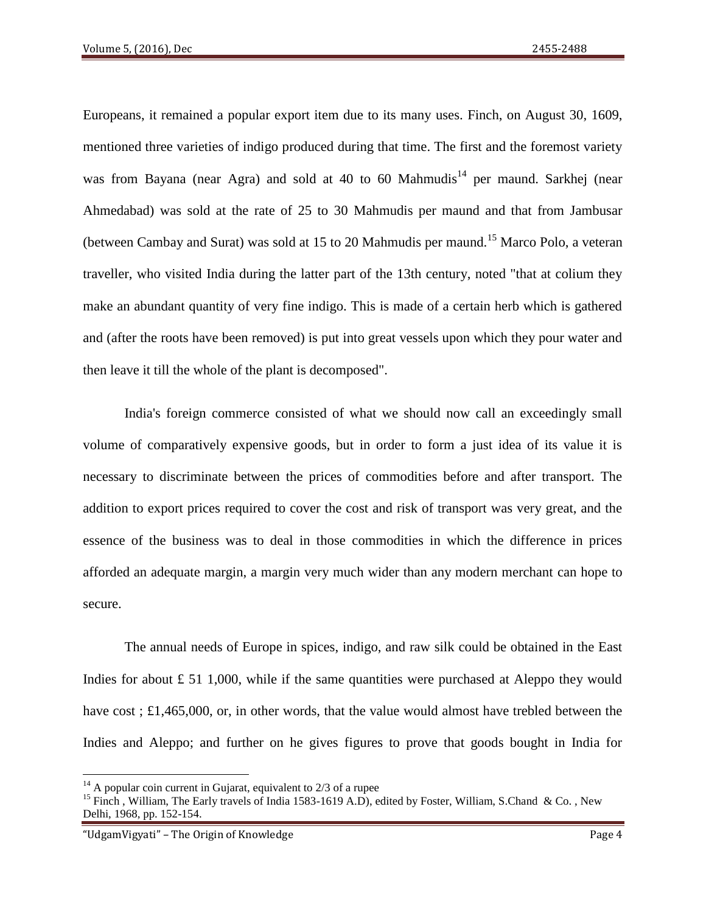Europeans, it remained a popular export item due to its many uses. Finch, on August 30, 1609, mentioned three varieties of indigo produced during that time. The first and the foremost variety was from Bayana (near Agra) and sold at 40 to 60 Mahmudis[14] per maund. Sarkhej (near Ahmedabad) was sold at the rate of 25 to 30 Mahmudis per maund and that from Jambusar (between Cambay and Surat) was sold at 15 to 20 Mahmudis per maund.[15] Marco Polo, a veteran traveller, who visited India during the latter part of the 13th century, noted "that at colium they make an abundant quantity of very fine indigo. This is made of a certain herb which is gathered and (after the roots have been removed) is put into great vessels upon which they pour water and then leave it till the whole of the plant is decomposed".

India's foreign commerce consisted of what we should now call an exceedingly small volume of comparatively expensive goods, but in order to form a just idea of its value it is necessary to discriminate between the prices of commodities before and after transport. The addition to export prices required to cover the cost and risk of transport was very great, and the essence of the business was to deal in those commodities in which the difference in prices afforded an adequate margin, a margin very much wider than any modern merchant can hope to secure.

The annual needs of Europe in spices, indigo, and raw silk could be obtained in the East Indies for about £ 51 1,000, while if the same quantities were purchased at Aleppo they would have cost ; £1,465,000, or, in other words, that the value would almost have trebled between the Indies and Aleppo; and further on he gives figures to prove that goods bought in India for

---

[14] A popular coin current in Gujarat, equivalent to 2/3 of a rupee

[15] Finch , William, The Early travels of India 1583-1619 A.D), edited by Foster, William, S.Chand & Co. , New Delhi, 1968, pp. 152-154.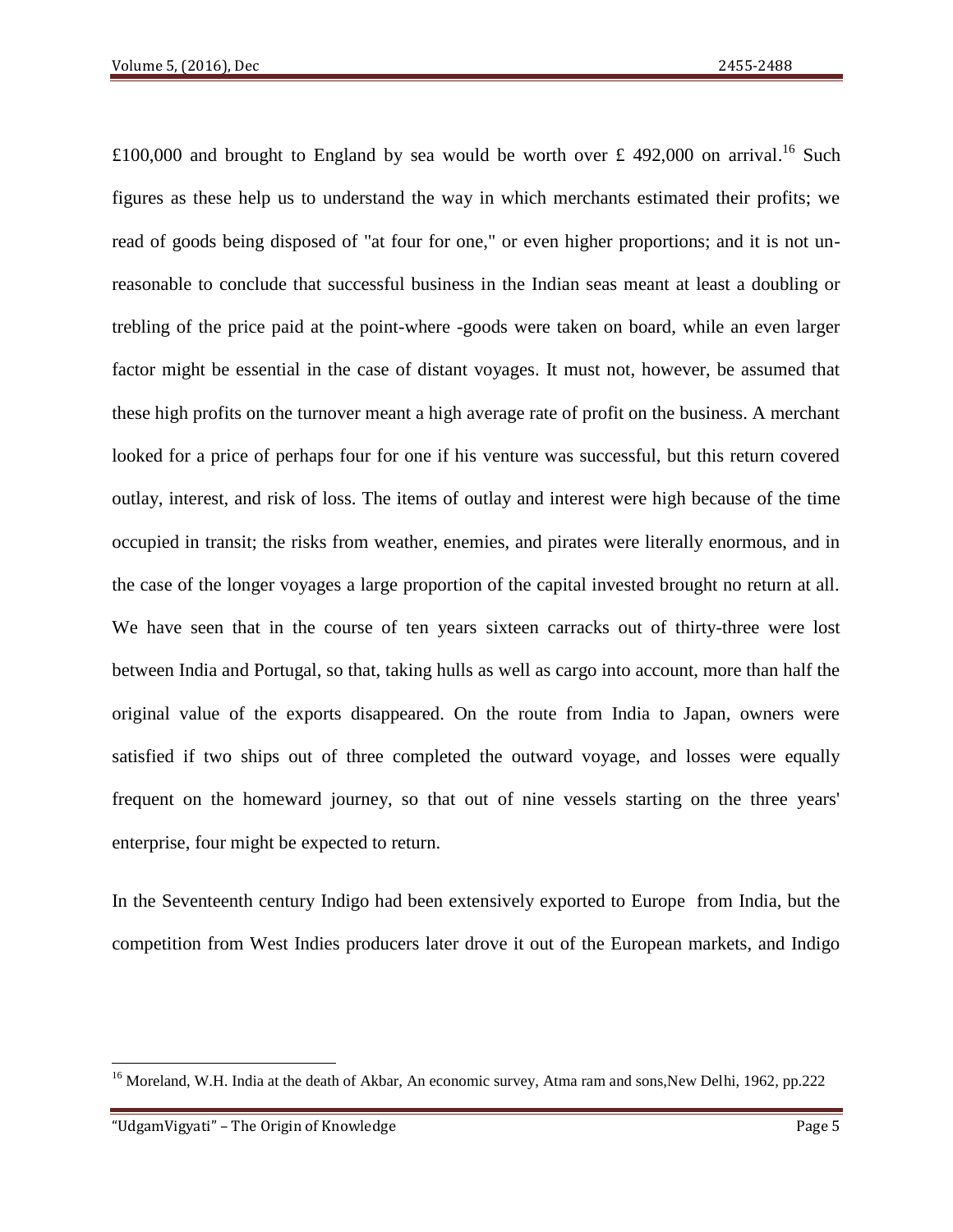£100,000 and brought to England by sea would be worth over £ 492,000 on arrival.[16] Such figures as these help us to understand the way in which merchants estimated their profits; we read of goods being disposed of "at four for one," or even higher proportions; and it is not unreasonable to conclude that successful business in the Indian seas meant at least a doubling or trebling of the price paid at the point-where -goods were taken on board, while an even larger factor might be essential in the case of distant voyages. It must not, however, be assumed that these high profits on the turnover meant a high average rate of profit on the business. A merchant looked for a price of perhaps four for one if his venture was successful, but this return covered outlay, interest, and risk of loss. The items of outlay and interest were high because of the time occupied in transit; the risks from weather, enemies, and pirates were literally enormous, and in the case of the longer voyages a large proportion of the capital invested brought no return at all. We have seen that in the course of ten years sixteen carracks out of thirty-three were lost between India and Portugal, so that, taking hulls as well as cargo into account, more than half the original value of the exports disappeared. On the route from India to Japan, owners were satisfied if two ships out of three completed the outward voyage, and losses were equally frequent on the homeward journey, so that out of nine vessels starting on the three years' enterprise, four might be expected to return.

In the Seventeenth century Indigo had been extensively exported to Europe from India, but the competition from West Indies producers later drove it out of the European markets, and Indigo

---

[16] Moreland, W.H. India at the death of Akbar, An economic survey, Atma ram and sons,New Delhi, 1962, pp.222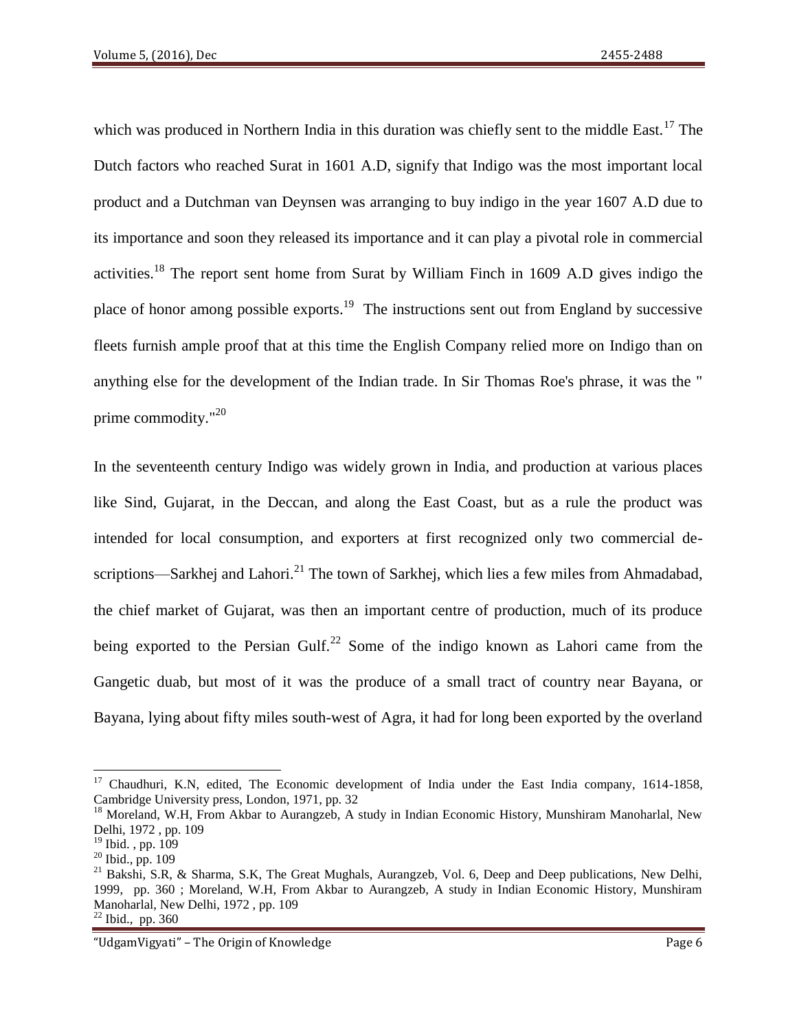which was produced in Northern India in this duration was chiefly sent to the middle East.[17] The Dutch factors who reached Surat in 1601 A.D, signify that Indigo was the most important local product and a Dutchman van Deynsen was arranging to buy indigo in the year 1607 A.D due to its importance and soon they released its importance and it can play a pivotal role in commercial activities.[18] The report sent home from Surat by William Finch in 1609 A.D gives indigo the place of honor among possible exports.[19] The instructions sent out from England by successive fleets furnish ample proof that at this time the English Company relied more on Indigo than on anything else for the development of the Indian trade. In Sir Thomas Roe's phrase, it was the " prime commodity."[20]

In the seventeenth century Indigo was widely grown in India, and production at various places like Sind, Gujarat, in the Deccan, and along the East Coast, but as a rule the product was intended for local consumption, and exporters at first recognized only two commercial descriptions—Sarkhej and Lahori.[21] The town of Sarkhej, which lies a few miles from Ahmadabad, the chief market of Gujarat, was then an important centre of production, much of its produce being exported to the Persian Gulf.[22] Some of the indigo known as Lahori came from the Gangetic duab, but most of it was the produce of a small tract of country near Bayana, or Bayana, lying about fifty miles south-west of Agra, it had for long been exported by the overland

---

[17] Chaudhuri, K.N, edited, The Economic development of India under the East India company, 1614-1858, Cambridge University press, London, 1971, pp. 32

[18] Moreland, W.H, From Akbar to Aurangzeb, A study in Indian Economic History, Munshiram Manoharlal, New Delhi, 1972 , pp. 109

[19] Ibid. , pp. 109

[20] Ibid., pp. 109

[21] Bakshi, S.R, & Sharma, S.K, The Great Mughals, Aurangzeb, Vol. 6, Deep and Deep publications, New Delhi, 1999, pp. 360 ; Moreland, W.H, From Akbar to Aurangzeb, A study in Indian Economic History, Munshiram Manoharlal, New Delhi, 1972 , pp. 109

[22] Ibid., pp. 360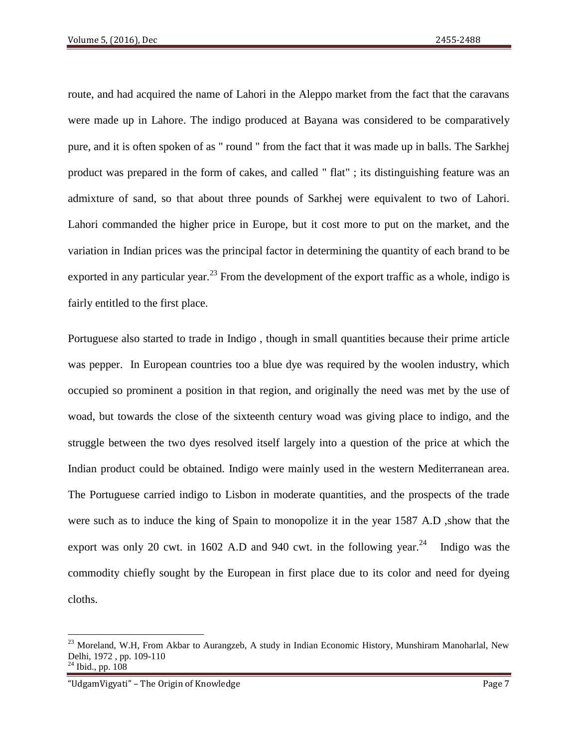route, and had acquired the name of Lahori in the Aleppo market from the fact that the caravans were made up in Lahore. The indigo produced at Bayana was considered to be comparatively pure, and it is often spoken of as " round " from the fact that it was made up in balls. The Sarkhej product was prepared in the form of cakes, and called " flat" ; its distinguishing feature was an admixture of sand, so that about three pounds of Sarkhej were equivalent to two of Lahori. Lahori commanded the higher price in Europe, but it cost more to put on the market, and the variation in Indian prices was the principal factor in determining the quantity of each brand to be exported in any particular year.[23] From the development of the export traffic as a whole, indigo is fairly entitled to the first place.

Portuguese also started to trade in Indigo , though in small quantities because their prime article was pepper. In European countries too a blue dye was required by the woolen industry, which occupied so prominent a position in that region, and originally the need was met by the use of woad, but towards the close of the sixteenth century woad was giving place to indigo, and the struggle between the two dyes resolved itself largely into a question of the price at which the Indian product could be obtained. Indigo were mainly used in the western Mediterranean area. The Portuguese carried indigo to Lisbon in moderate quantities, and the prospects of the trade were such as to induce the king of Spain to monopolize it in the year 1587 A.D ,show that the export was only 20 cwt. in 1602 A.D and 940 cwt. in the following year.[24] Indigo was the commodity chiefly sought by the European in first place due to its color and need for dyeing cloths.

---

[23] Moreland, W.H, From Akbar to Aurangzeb, A study in Indian Economic History, Munshiram Manoharlal, New Delhi, 1972 , pp. 109-110

[24] Ibid., pp. 108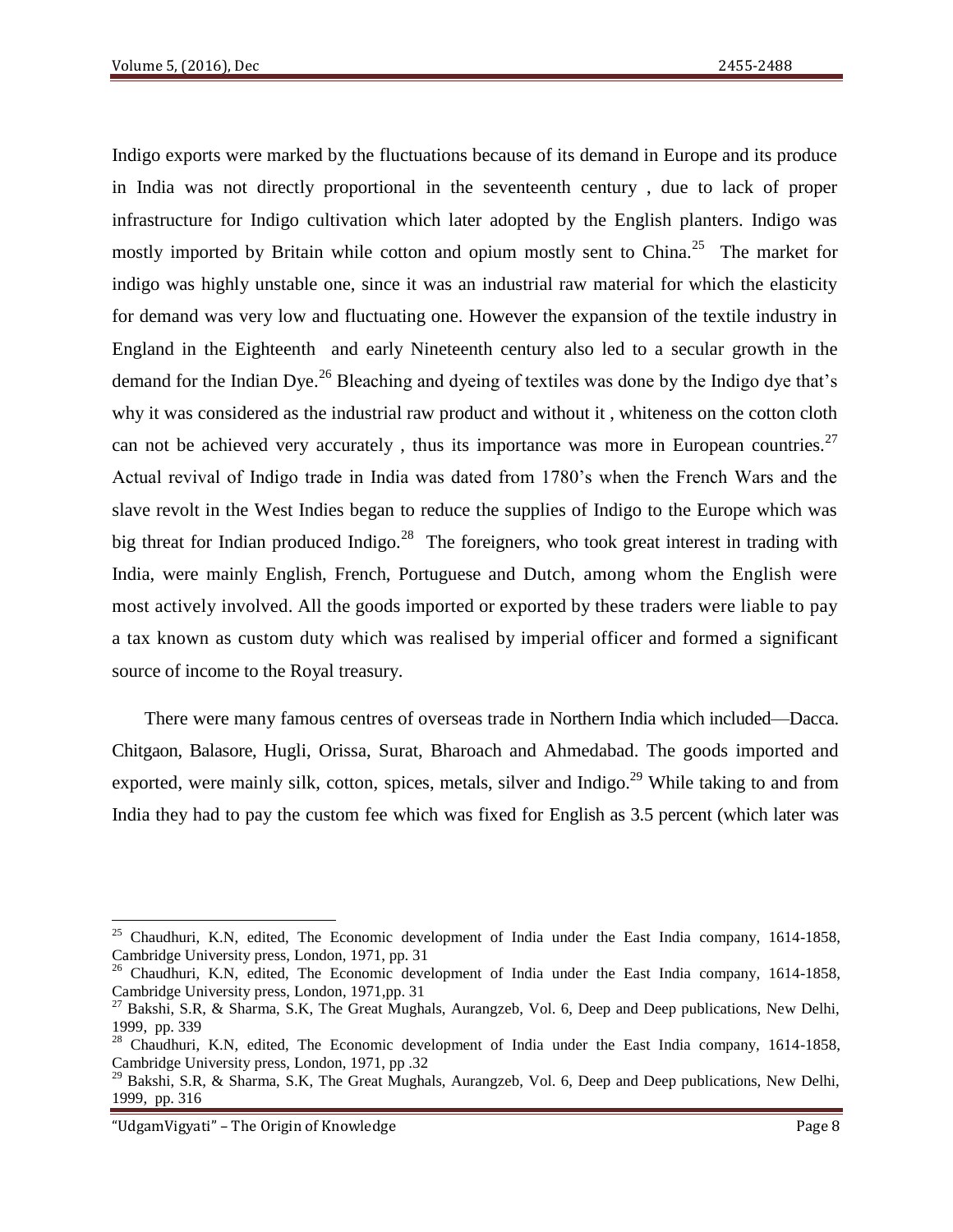Indigo exports were marked by the fluctuations because of its demand in Europe and its produce in India was not directly proportional in the seventeenth century , due to lack of proper infrastructure for Indigo cultivation which later adopted by the English planters. Indigo was mostly imported by Britain while cotton and opium mostly sent to China.[25] The market for indigo was highly unstable one, since it was an industrial raw material for which the elasticity for demand was very low and fluctuating one. However the expansion of the textile industry in England in the Eighteenth and early Nineteenth century also led to a secular growth in the demand for the Indian Dye.[26] Bleaching and dyeing of textiles was done by the Indigo dye that's why it was considered as the industrial raw product and without it , whiteness on the cotton cloth can not be achieved very accurately , thus its importance was more in European countries.[27] Actual revival of Indigo trade in India was dated from 1780's when the French Wars and the slave revolt in the West Indies began to reduce the supplies of Indigo to the Europe which was big threat for Indian produced Indigo.[28] The foreigners, who took great interest in trading with India, were mainly English, French, Portuguese and Dutch, among whom the English were most actively involved. All the goods imported or exported by these traders were liable to pay a tax known as custom duty which was realised by imperial officer and formed a significant source of income to the Royal treasury.

There were many famous centres of overseas trade in Northern India which included—Dacca. Chitgaon, Balasore, Hugli, Orissa, Surat, Bharoach and Ahmedabad. The goods imported and exported, were mainly silk, cotton, spices, metals, silver and Indigo.[29] While taking to and from India they had to pay the custom fee which was fixed for English as 3.5 percent (which later was

---

[25] Chaudhuri, K.N, edited, The Economic development of India under the East India company, 1614-1858, Cambridge University press, London, 1971, pp. 31

[26] Chaudhuri, K.N, edited, The Economic development of India under the East India company, 1614-1858, Cambridge University press, London, 1971,pp. 31

[27] Bakshi, S.R, & Sharma, S.K, The Great Mughals, Aurangzeb, Vol. 6, Deep and Deep publications, New Delhi, 1999, pp. 339

[28] Chaudhuri, K.N, edited, The Economic development of India under the East India company, 1614-1858, Cambridge University press, London, 1971, pp .32

[29] Bakshi, S.R, & Sharma, S.K, The Great Mughals, Aurangzeb, Vol. 6, Deep and Deep publications, New Delhi, 1999, pp. 316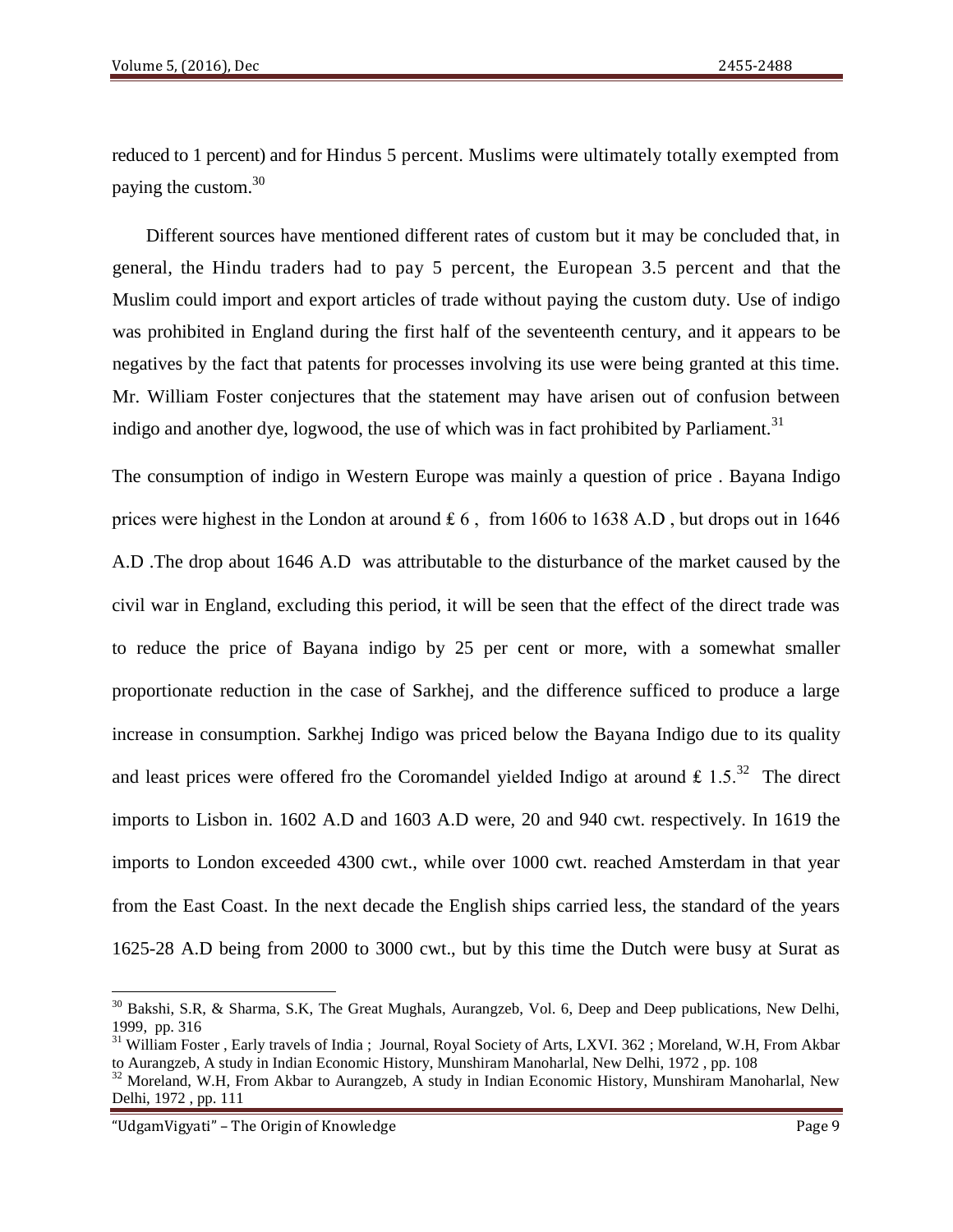reduced to 1 percent) and for Hindus 5 percent. Muslims were ultimately totally exempted from paying the custom.[30]

Different sources have mentioned different rates of custom but it may be concluded that, in general, the Hindu traders had to pay 5 percent, the European 3.5 percent and that the Muslim could import and export articles of trade without paying the custom duty. Use of indigo was prohibited in England during the first half of the seventeenth century, and it appears to be negatives by the fact that patents for processes involving its use were being granted at this time. Mr. William Foster conjectures that the statement may have arisen out of confusion between indigo and another dye, logwood, the use of which was in fact prohibited by Parliament.[31]

The consumption of indigo in Western Europe was mainly a question of price . Bayana Indigo prices were highest in the London at around ₤ 6 , from 1606 to 1638 A.D , but drops out in 1646 A.D .The drop about 1646 A.D was attributable to the disturbance of the market caused by the civil war in England, excluding this period, it will be seen that the effect of the direct trade was to reduce the price of Bayana indigo by 25 per cent or more, with a somewhat smaller proportionate reduction in the case of Sarkhej, and the difference sufficed to produce a large increase in consumption. Sarkhej Indigo was priced below the Bayana Indigo due to its quality and least prices were offered fro the Coromandel yielded Indigo at around ₤ 1.5.[32] The direct imports to Lisbon in. 1602 A.D and 1603 A.D were, 20 and 940 cwt. respectively. In 1619 the imports to London exceeded 4300 cwt., while over 1000 cwt. reached Amsterdam in that year from the East Coast. In the next decade the English ships carried less, the standard of the years 1625-28 A.D being from 2000 to 3000 cwt., but by this time the Dutch were busy at Surat as

---

[30] Bakshi, S.R, & Sharma, S.K, The Great Mughals, Aurangzeb, Vol. 6, Deep and Deep publications, New Delhi, 1999, pp. 316

[31] William Foster , Early travels of India ; Journal, Royal Society of Arts, LXVI. 362 ; Moreland, W.H, From Akbar to Aurangzeb, A study in Indian Economic History, Munshiram Manoharlal, New Delhi, 1972 , pp. 108

[32] Moreland, W.H, From Akbar to Aurangzeb, A study in Indian Economic History, Munshiram Manoharlal, New Delhi, 1972 , pp. 111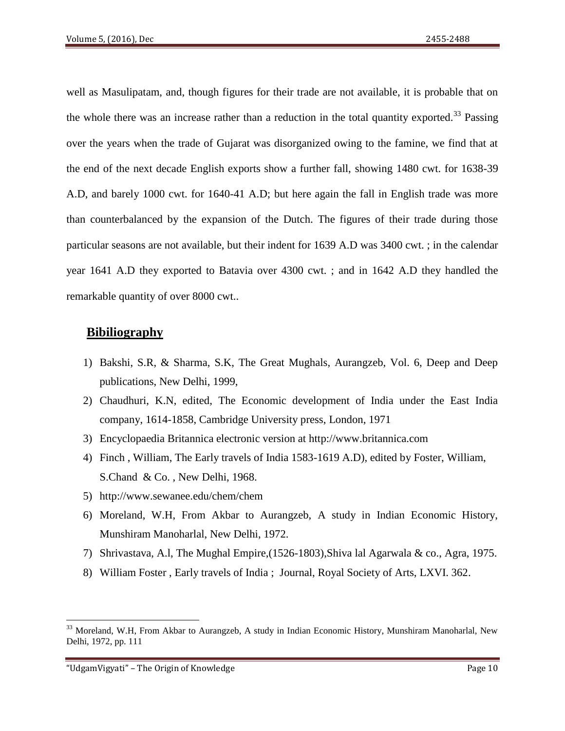well as Masulipatam, and, though figures for their trade are not available, it is probable that on the whole there was an increase rather than a reduction in the total quantity exported.[33] Passing over the years when the trade of Gujarat was disorganized owing to the famine, we find that at the end of the next decade English exports show a further fall, showing 1480 cwt. for 1638-39 A.D, and barely 1000 cwt. for 1640-41 A.D; but here again the fall in English trade was more than counterbalanced by the expansion of the Dutch. The figures of their trade during those particular seasons are not available, but their indent for 1639 A.D was 3400 cwt. ; in the calendar year 1641 A.D they exported to Batavia over 4300 cwt. ; and in 1642 A.D they handled the remarkable quantity of over 8000 cwt..

## Bibiliography

1) Bakshi, S.R, & Sharma, S.K, The Great Mughals, Aurangzeb, Vol. 6, Deep and Deep publications, New Delhi, 1999,
2) Chaudhuri, K.N, edited, The Economic development of India under the East India company, 1614-1858, Cambridge University press, London, 1971
3) Encyclopaedia Britannica electronic version at http://www.britannica.com
4) Finch , William, The Early travels of India 1583-1619 A.D), edited by Foster, William, S.Chand & Co. , New Delhi, 1968.
5) http://www.sewanee.edu/chem/chem
6) Moreland, W.H, From Akbar to Aurangzeb, A study in Indian Economic History, Munshiram Manoharlal, New Delhi, 1972.
7) Shrivastava, A.l, The Mughal Empire,(1526-1803),Shiva lal Agarwala & co., Agra, 1975.
8) William Foster , Early travels of India ; Journal, Royal Society of Arts, LXVI. 362.

---

[33] Moreland, W.H, From Akbar to Aurangzeb, A study in Indian Economic History, Munshiram Manoharlal, New Delhi, 1972, pp. 111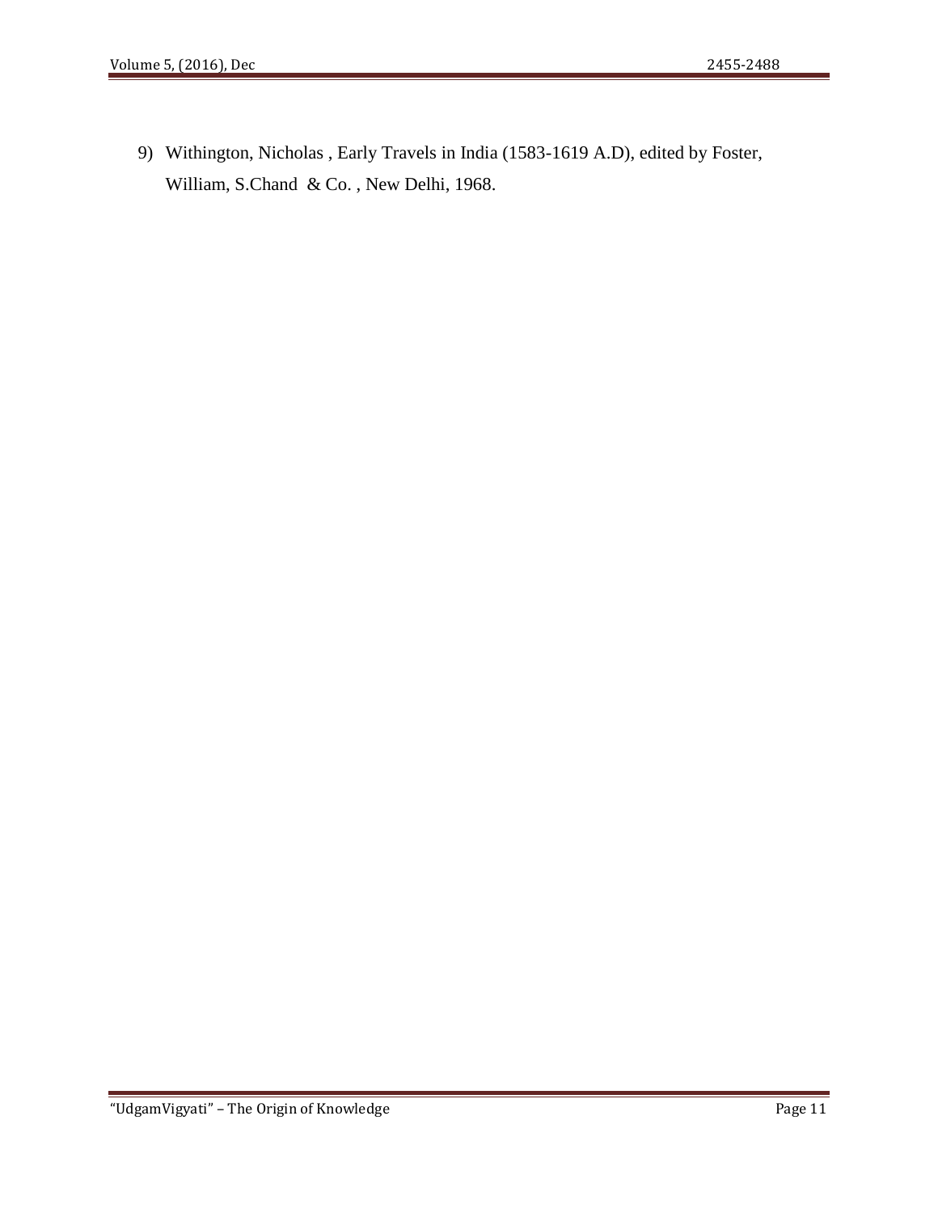9) Withington, Nicholas , Early Travels in India (1583-1619 A.D), edited by Foster, William, S.Chand & Co. , New Delhi, 1968.